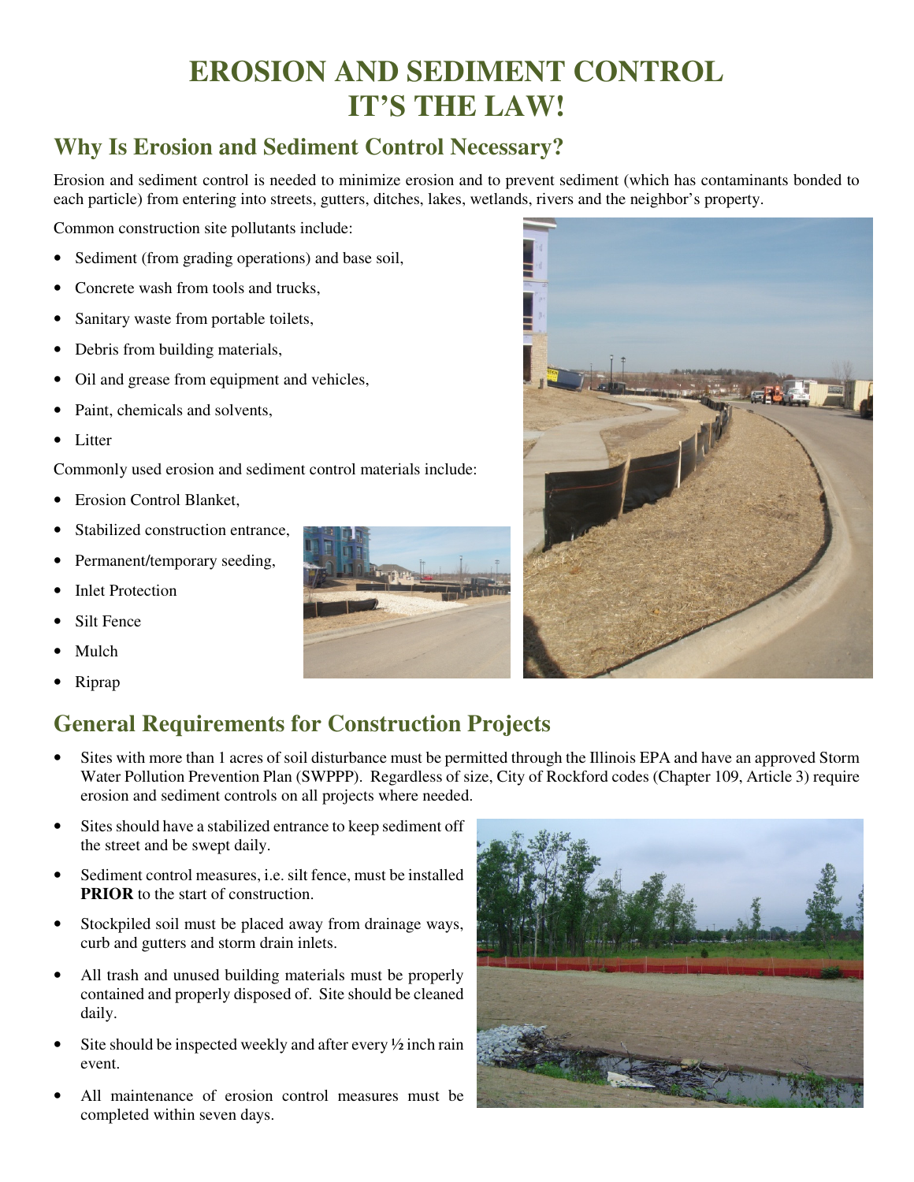# EROSION AND SEDIMENT CONTROL
# IT'S THE LAW!

## Why Is Erosion and Sediment Control Necessary?

Erosion and sediment control is needed to minimize erosion and to prevent sediment (which has contaminants bonded to each particle) from entering into streets, gutters, ditches, lakes, wetlands, rivers and the neighbor's property.

Common construction site pollutants include:

- Sediment (from grading operations) and base soil,
- Concrete wash from tools and trucks,
- Sanitary waste from portable toilets,
- Debris from building materials,
- Oil and grease from equipment and vehicles,
- Paint, chemicals and solvents,
- Litter

Commonly used erosion and sediment control materials include:

- Erosion Control Blanket,
- Stabilized construction entrance,
- Permanent/temporary seeding,
- Inlet Protection
- Silt Fence
- Mulch
- Riprap

## General Requirements for Construction Projects

- Sites with more than 1 acres of soil disturbance must be permitted through the Illinois EPA and have an approved Storm Water Pollution Prevention Plan (SWPPP). Regardless of size, City of Rockford codes (Chapter 109, Article 3) require erosion and sediment controls on all projects where needed.
- Sites should have a stabilized entrance to keep sediment off the street and be swept daily.
- Sediment control measures, i.e. silt fence, must be installed **PRIOR** to the start of construction.
- Stockpiled soil must be placed away from drainage ways, curb and gutters and storm drain inlets.
- All trash and unused building materials must be properly contained and properly disposed of. Site should be cleaned daily.
- Site should be inspected weekly and after every ½ inch rain event.
- All maintenance of erosion control measures must be completed within seven days.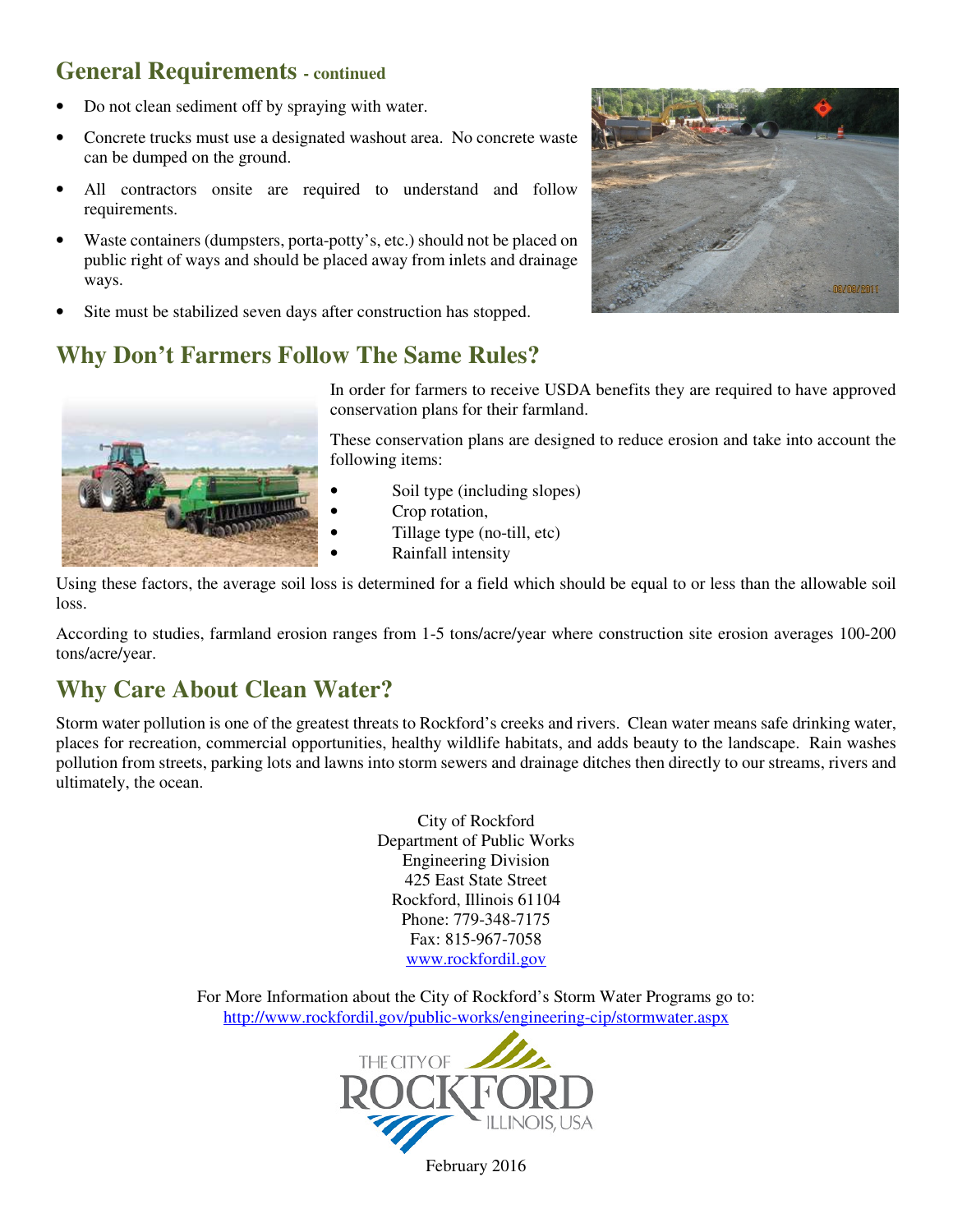## General Requirements - continued

- Do not clean sediment off by spraying with water.
- Concrete trucks must use a designated washout area. No concrete waste can be dumped on the ground.
- All contractors onsite are required to understand and follow requirements.
- Waste containers (dumpsters, porta-potty's, etc.) should not be placed on public right of ways and should be placed away from inlets and drainage ways.
- Site must be stabilized seven days after construction has stopped.

## Why Don't Farmers Follow The Same Rules?

In order for farmers to receive USDA benefits they are required to have approved conservation plans for their farmland.

These conservation plans are designed to reduce erosion and take into account the following items:

- Soil type (including slopes)
- Crop rotation,
- Tillage type (no-till, etc)
- Rainfall intensity

Using these factors, the average soil loss is determined for a field which should be equal to or less than the allowable soil loss.

According to studies, farmland erosion ranges from 1-5 tons/acre/year where construction site erosion averages 100-200 tons/acre/year.

## Why Care About Clean Water?

Storm water pollution is one of the greatest threats to Rockford's creeks and rivers. Clean water means safe drinking water, places for recreation, commercial opportunities, healthy wildlife habitats, and adds beauty to the landscape. Rain washes pollution from streets, parking lots and lawns into storm sewers and drainage ditches then directly to our streams, rivers and ultimately, the ocean.

City of Rockford
Department of Public Works
Engineering Division
425 East State Street
Rockford, Illinois 61104
Phone: 779-348-7175
Fax: 815-967-7058
www.rockfordil.gov

For More Information about the City of Rockford's Storm Water Programs go to:
http://www.rockfordil.gov/public-works/engineering-cip/stormwater.aspx

THE CITY OF ROCKFORD ILLINOIS, USA

February 2016